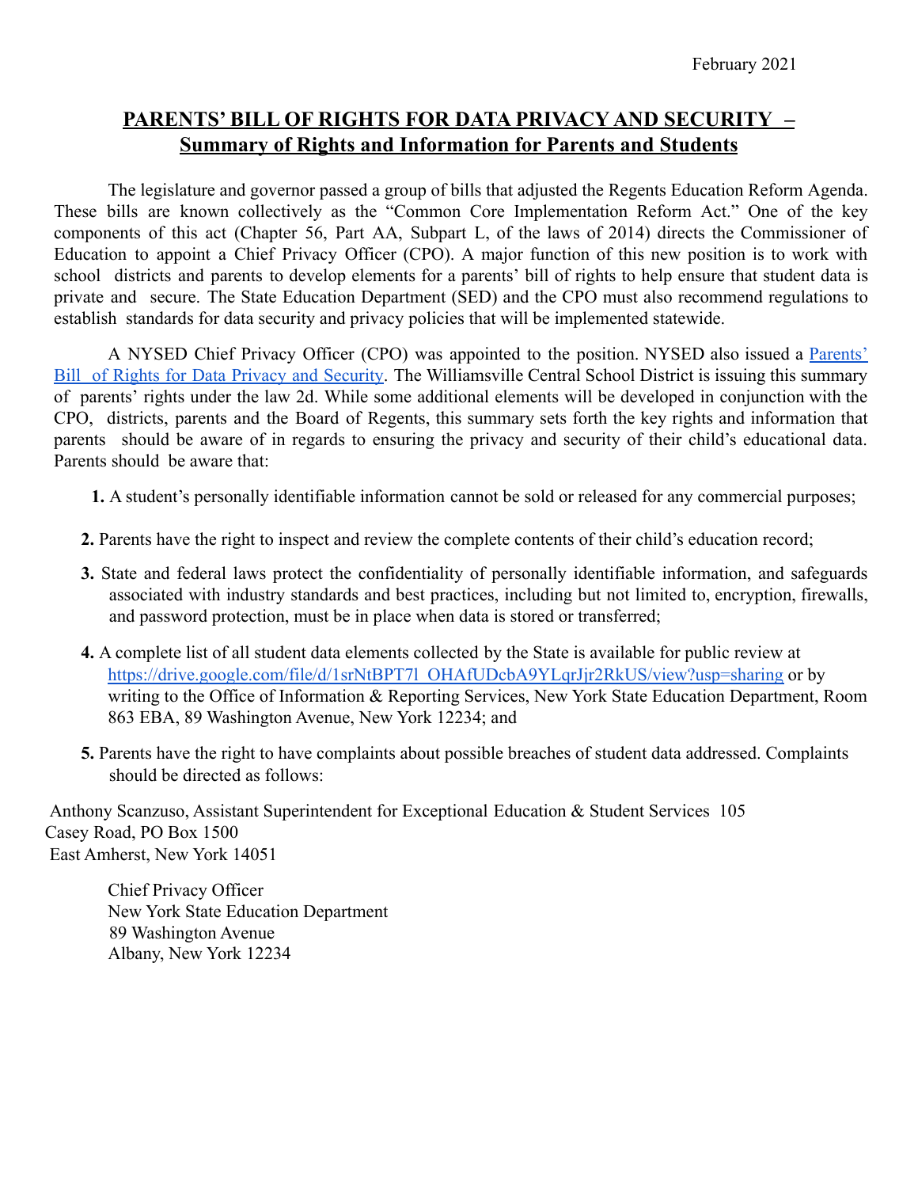February 2021

# PARENTS' BILL OF RIGHTS FOR DATA PRIVACY AND SECURITY – Summary of Rights and Information for Parents and Students

The legislature and governor passed a group of bills that adjusted the Regents Education Reform Agenda. These bills are known collectively as the "Common Core Implementation Reform Act." One of the key components of this act (Chapter 56, Part AA, Subpart L, of the laws of 2014) directs the Commissioner of Education to appoint a Chief Privacy Officer (CPO). A major function of this new position is to work with school districts and parents to develop elements for a parents' bill of rights to help ensure that student data is private and secure. The State Education Department (SED) and the CPO must also recommend regulations to establish standards for data security and privacy policies that will be implemented statewide.

A NYSED Chief Privacy Officer (CPO) was appointed to the position. NYSED also issued a Parents' Bill of Rights for Data Privacy and Security. The Williamsville Central School District is issuing this summary of parents' rights under the law 2d. While some additional elements will be developed in conjunction with the CPO, districts, parents and the Board of Regents, this summary sets forth the key rights and information that parents should be aware of in regards to ensuring the privacy and security of their child's educational data. Parents should be aware that:

1. A student's personally identifiable information cannot be sold or released for any commercial purposes;
2. Parents have the right to inspect and review the complete contents of their child's education record;
3. State and federal laws protect the confidentiality of personally identifiable information, and safeguards associated with industry standards and best practices, including but not limited to, encryption, firewalls, and password protection, must be in place when data is stored or transferred;
4. A complete list of all student data elements collected by the State is available for public review at https://drive.google.com/file/d/1srNtBPT7l_OHAfUDcbA9YLqrJjr2RkUS/view?usp=sharing or by writing to the Office of Information & Reporting Services, New York State Education Department, Room 863 EBA, 89 Washington Avenue, New York 12234; and
5. Parents have the right to have complaints about possible breaches of student data addressed. Complaints should be directed as follows:

Anthony Scanzuso, Assistant Superintendent for Exceptional Education & Student Services 105 Casey Road, PO Box 1500
East Amherst, New York 14051

Chief Privacy Officer
New York State Education Department
89 Washington Avenue
Albany, New York 12234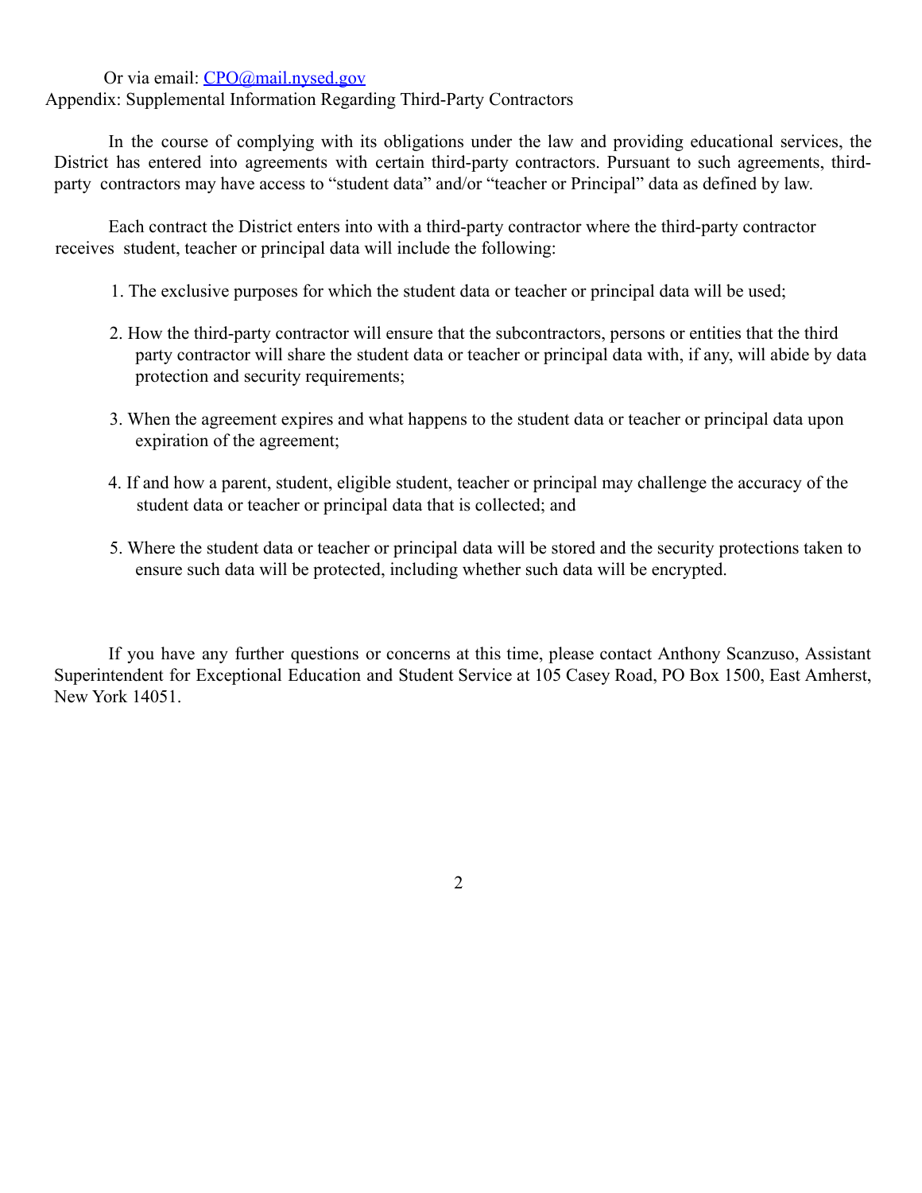Or via email: CPO@mail.nysed.gov

Appendix: Supplemental Information Regarding Third-Party Contractors

In the course of complying with its obligations under the law and providing educational services, the District has entered into agreements with certain third-party contractors. Pursuant to such agreements, third-party contractors may have access to "student data" and/or "teacher or Principal" data as defined by law.

Each contract the District enters into with a third-party contractor where the third-party contractor receives student, teacher or principal data will include the following:

1. The exclusive purposes for which the student data or teacher or principal data will be used;

2. How the third-party contractor will ensure that the subcontractors, persons or entities that the third party contractor will share the student data or teacher or principal data with, if any, will abide by data protection and security requirements;

3. When the agreement expires and what happens to the student data or teacher or principal data upon expiration of the agreement;

4. If and how a parent, student, eligible student, teacher or principal may challenge the accuracy of the student data or teacher or principal data that is collected; and

5. Where the student data or teacher or principal data will be stored and the security protections taken to ensure such data will be protected, including whether such data will be encrypted.

If you have any further questions or concerns at this time, please contact Anthony Scanzuso, Assistant Superintendent for Exceptional Education and Student Service at 105 Casey Road, PO Box 1500, East Amherst, New York 14051.